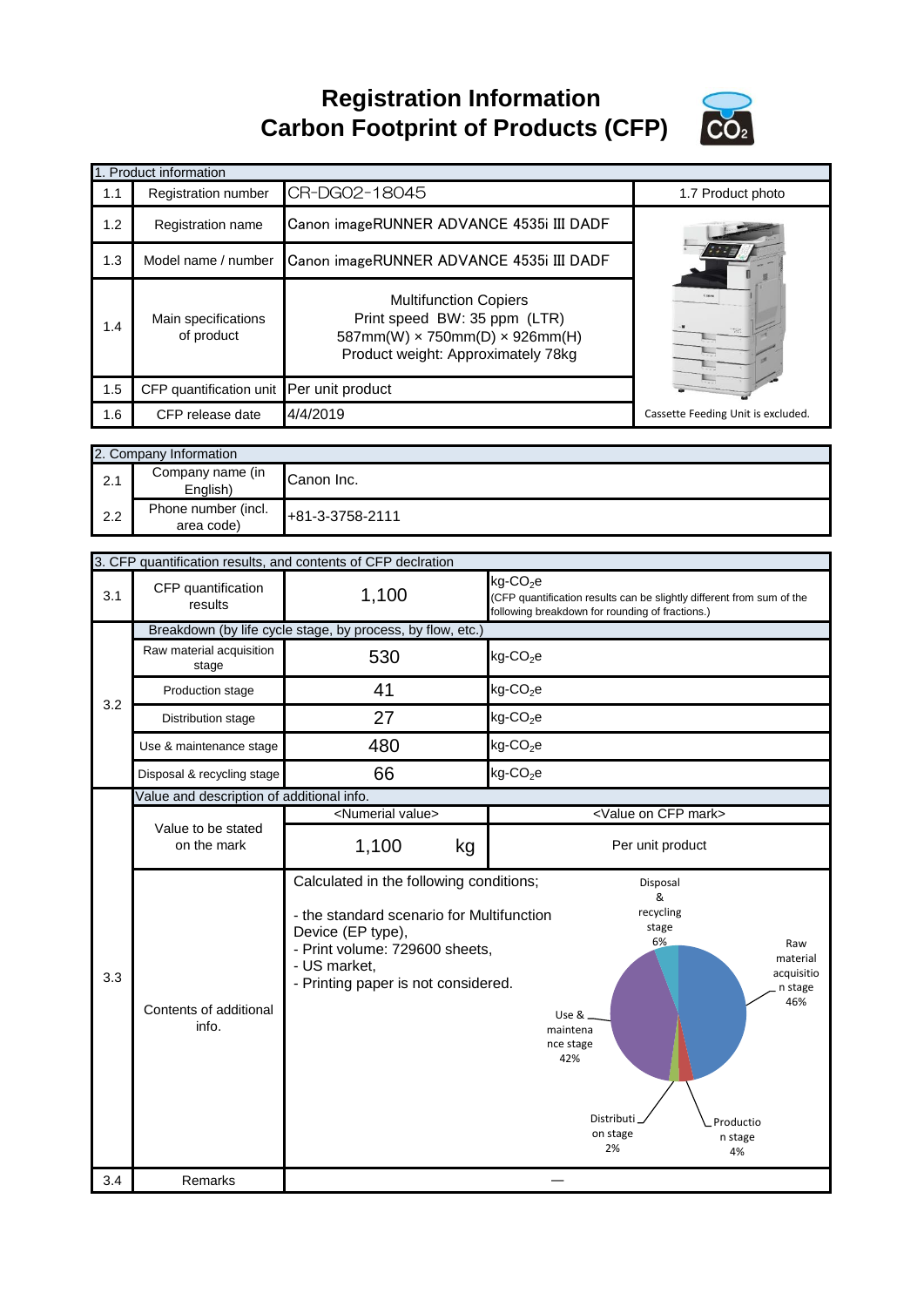# Registration Information
# Carbon Footprint of Products (CFP)

CO2

## 1. Product information

| | | | |
|---|---|---|---|
| 1.1 | Registration number | CR-DG02-18045 | 1.7 Product photo |
| 1.2 | Registration name | Canon imageRUNNER ADVANCE 4535i III DADF | |
| 1.3 | Model name / number | Canon imageRUNNER ADVANCE 4535i III DADF | |
| 1.4 | Main specifications of product | Multifunction Copiers<br>Print speed BW: 35 ppm (LTR)<br>587mm(W) × 750mm(D) × 926mm(H)<br>Product weight: Approximately 78kg | |
| 1.5 | CFP quantification unit | Per unit product | |
| 1.6 | CFP release date | 4/4/2019 | Cassette Feeding Unit is excluded. |

## 2. Company Information

| | | |
|---|---|---|
| 2.1 | Company name (in English) | Canon Inc. |
| 2.2 | Phone number (incl. area code) | +81-3-3758-2111 |

## 3. CFP quantification results, and contents of CFP declration

| | | | |
|---|---|---|---|
| 3.1 | CFP quantification results | 1,100 | kg-$CO_2$e<br>(CFP quantification results can be slightly different from sum of the following breakdown for rounding of fractions.) |
| 3.2 | Breakdown (by life cycle stage, by process, by flow, etc.) | | |
| | Raw material acquisition stage | 530 | kg-$CO_2$e |
| | Production stage | 41 | kg-$CO_2$e |
| | Distribution stage | 27 | kg-$CO_2$e |
| | Use & maintenance stage | 480 | kg-$CO_2$e |
| | Disposal & recycling stage | 66 | kg-$CO_2$e |
| 3.3 | Value and description of additional info. | | |
| | Value to be stated on the mark | <Numerial value><br>1,100 kg | <Value on CFP mark><br>Per unit product |
| | Contents of additional info. | Calculated in the following conditions;<br>- the standard scenario for Multifunction Device (EP type),<br>- Print volume: 729600 sheets,<br>- US market,<br>- Printing paper is not considered. | |
| 3.4 | Remarks | — | |

Disposal & recycling stage 6%
Raw material acquisition stage 46%
Use & maintenance stage 42%
Distribution stage 2%
Production stage 4%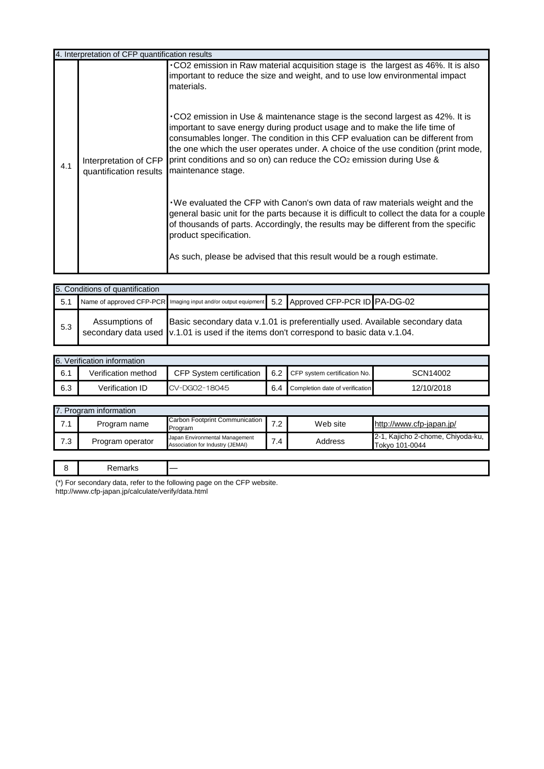## 4. Interpretation of CFP quantification results

| | | |
|---|---|---|
| 4.1 | Interpretation of CFP quantification results | ・$CO_2$ emission in Raw material acquisition stage is the largest as 46%. It is also important to reduce the size and weight, and to use low environmental impact materials.<br><br>・$CO_2$ emission in Use & maintenance stage is the second largest as 42%. It is important to save energy during product usage and to make the life time of consumables longer. The condition in this CFP evaluation can be different from the one which the user operates under. A choice of the use condition (print mode, print conditions and so on) can reduce the $CO_2$ emission during Use & maintenance stage.<br><br>・We evaluated the CFP with Canon's own data of raw materials weight and the general basic unit for the parts because it is difficult to collect the data for a couple of thousands of parts. Accordingly, the results may be different from the specific product specification.<br><br>As such, please be advised that this result would be a rough estimate. |

## 5. Conditions of quantification

| | | | | | |
|---|---|---|---|---|---|
| 5.1 | Name of approved CFP-PCR | Imaging input and/or output equipment | 5.2 | Approved CFP-PCR ID | PA-DG-02 |
| 5.3 | Assumptions of secondary data used | Basic secondary data v.1.01 is preferentially used. Available secondary data v.1.01 is used if the items don't correspond to basic data v.1.04. | | | |

## 6. Verification information

| | | | | | |
|---|---|---|---|---|---|
| 6.1 | Verification method | CFP System certification | 6.2 | CFP system certification No. | SCN14002 |
| 6.3 | Verification ID | CV-DG02-18045 | 6.4 | Completion date of verification | 12/10/2018 |

## 7. Program information

| | | | | | |
|---|---|---|---|---|---|
| 7.1 | Program name | Carbon Footprint Communication Program | 7.2 | Web site | http://www.cfp-japan.jp/ |
| 7.3 | Program operator | Japan Environmental Management Association for Industry (JEMAI) | 7.4 | Address | 2-1, Kajicho 2-chome, Chiyoda-ku, Tokyo 101-0044 |

| | | |
|---|---|---|
| 8 | Remarks | — |

(*) For secondary data, refer to the following page on the CFP website.
http://www.cfp-japan.jp/calculate/verify/data.html